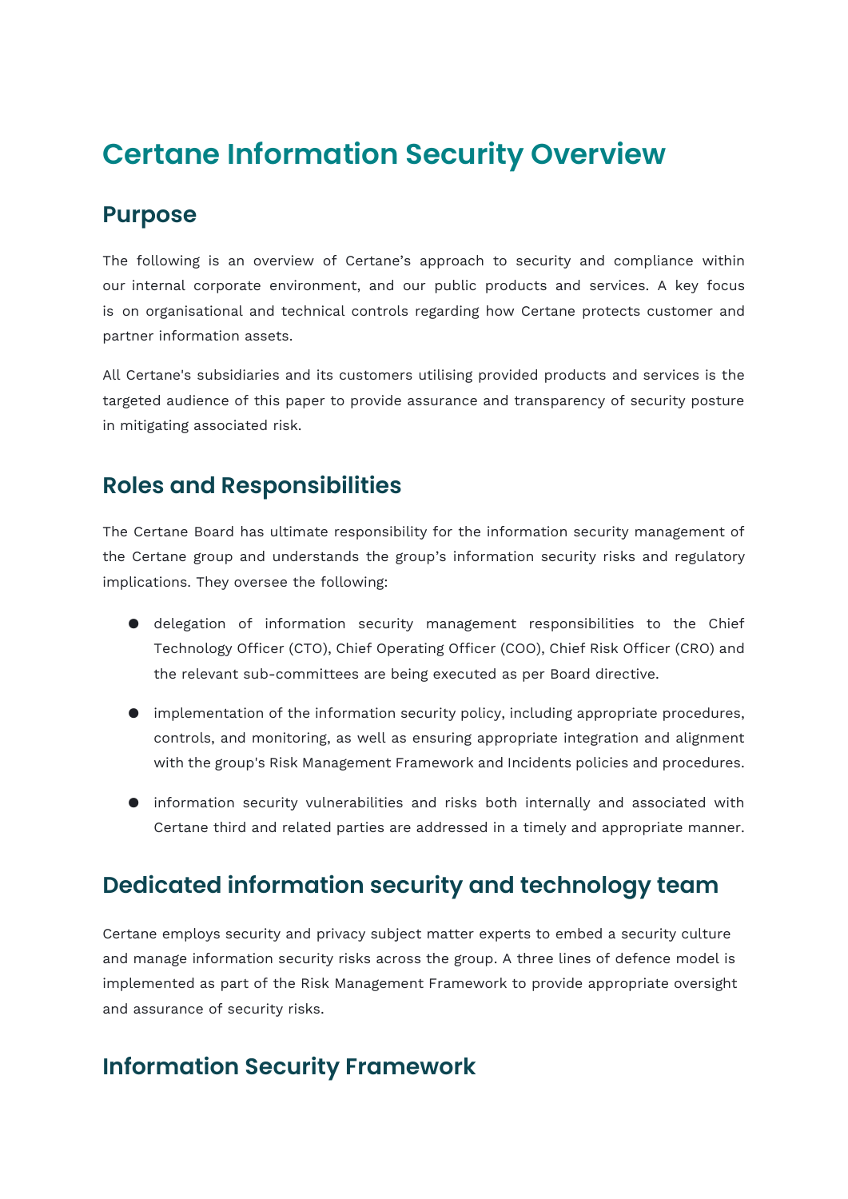# Certane Information Security Overview

## Purpose

The following is an overview of Certane's approach to security and compliance within our internal corporate environment, and our public products and services. A key focus is on organisational and technical controls regarding how Certane protects customer and partner information assets.

All Certane's subsidiaries and its customers utilising provided products and services is the targeted audience of this paper to provide assurance and transparency of security posture in mitigating associated risk.

## Roles and Responsibilities

The Certane Board has ultimate responsibility for the information security management of the Certane group and understands the group's information security risks and regulatory implications. They oversee the following:

- delegation of information security management responsibilities to the Chief Technology Officer (CTO), Chief Operating Officer (COO), Chief Risk Officer (CRO) and the relevant sub-committees are being executed as per Board directive.
- implementation of the information security policy, including appropriate procedures, controls, and monitoring, as well as ensuring appropriate integration and alignment with the group's Risk Management Framework and Incidents policies and procedures.
- information security vulnerabilities and risks both internally and associated with Certane third and related parties are addressed in a timely and appropriate manner.

## Dedicated information security and technology team

Certane employs security and privacy subject matter experts to embed a security culture and manage information security risks across the group. A three lines of defence model is implemented as part of the Risk Management Framework to provide appropriate oversight and assurance of security risks.

## Information Security Framework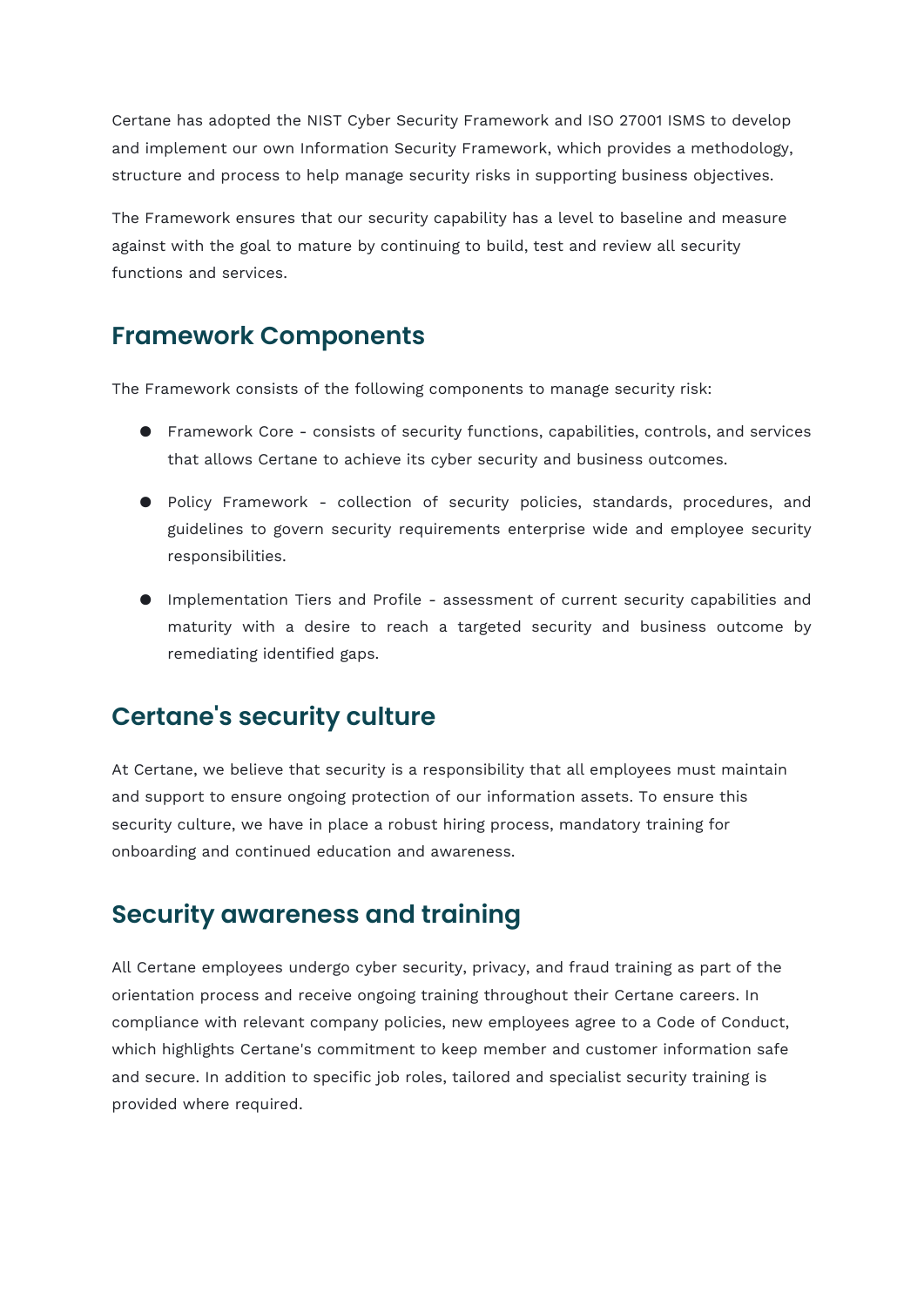Certane has adopted the NIST Cyber Security Framework and ISO 27001 ISMS to develop and implement our own Information Security Framework, which provides a methodology, structure and process to help manage security risks in supporting business objectives.

The Framework ensures that our security capability has a level to baseline and measure against with the goal to mature by continuing to build, test and review all security functions and services.

## Framework Components

The Framework consists of the following components to manage security risk:

- Framework Core - consists of security functions, capabilities, controls, and services that allows Certane to achieve its cyber security and business outcomes.
- Policy Framework - collection of security policies, standards, procedures, and guidelines to govern security requirements enterprise wide and employee security responsibilities.
- Implementation Tiers and Profile - assessment of current security capabilities and maturity with a desire to reach a targeted security and business outcome by remediating identified gaps.

## Certane's security culture

At Certane, we believe that security is a responsibility that all employees must maintain and support to ensure ongoing protection of our information assets. To ensure this security culture, we have in place a robust hiring process, mandatory training for onboarding and continued education and awareness.

## Security awareness and training

All Certane employees undergo cyber security, privacy, and fraud training as part of the orientation process and receive ongoing training throughout their Certane careers. In compliance with relevant company policies, new employees agree to a Code of Conduct, which highlights Certane's commitment to keep member and customer information safe and secure. In addition to specific job roles, tailored and specialist security training is provided where required.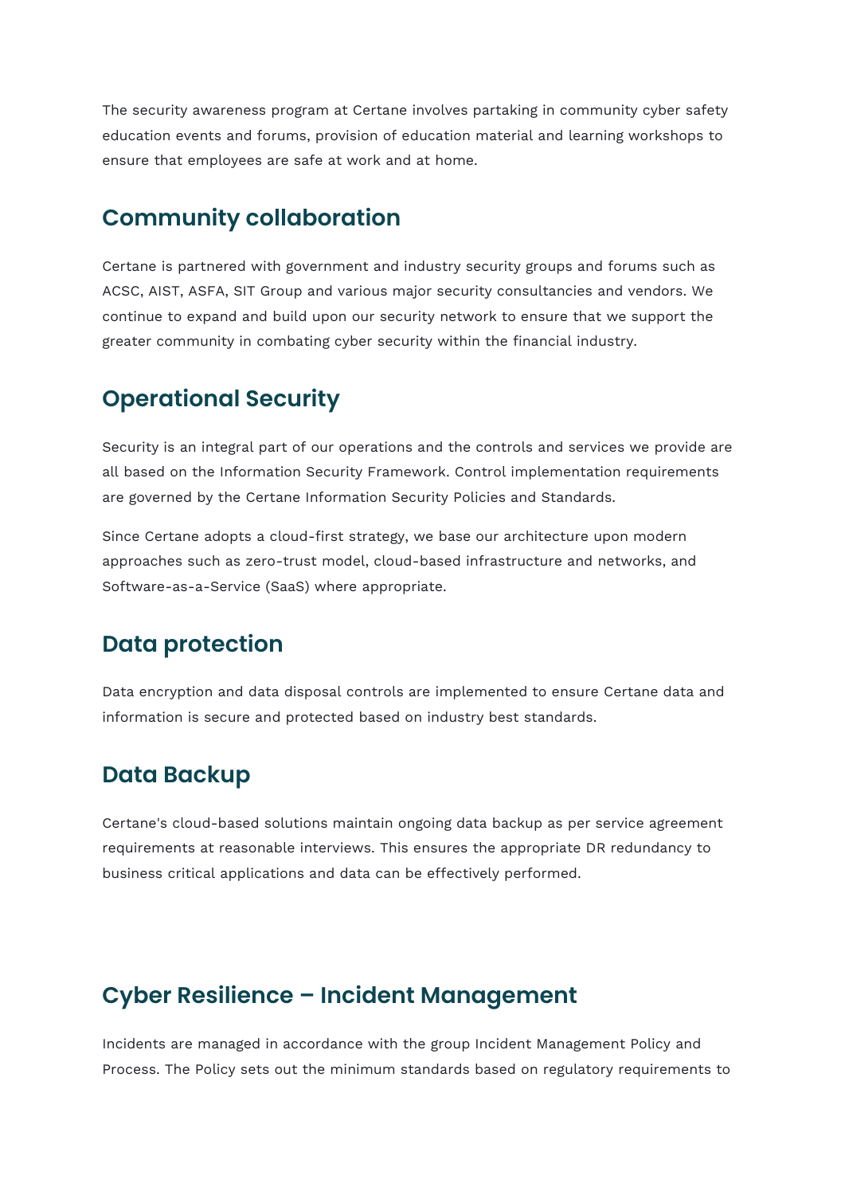The security awareness program at Certane involves partaking in community cyber safety education events and forums, provision of education material and learning workshops to ensure that employees are safe at work and at home.

## Community collaboration

Certane is partnered with government and industry security groups and forums such as ACSC, AIST, ASFA, SIT Group and various major security consultancies and vendors. We continue to expand and build upon our security network to ensure that we support the greater community in combating cyber security within the financial industry.

## Operational Security

Security is an integral part of our operations and the controls and services we provide are all based on the Information Security Framework. Control implementation requirements are governed by the Certane Information Security Policies and Standards.

Since Certane adopts a cloud-first strategy, we base our architecture upon modern approaches such as zero-trust model, cloud-based infrastructure and networks, and Software-as-a-Service (SaaS) where appropriate.

## Data protection

Data encryption and data disposal controls are implemented to ensure Certane data and information is secure and protected based on industry best standards.

## Data Backup

Certane's cloud-based solutions maintain ongoing data backup as per service agreement requirements at reasonable interviews. This ensures the appropriate DR redundancy to business critical applications and data can be effectively performed.

## Cyber Resilience – Incident Management

Incidents are managed in accordance with the group Incident Management Policy and Process. The Policy sets out the minimum standards based on regulatory requirements to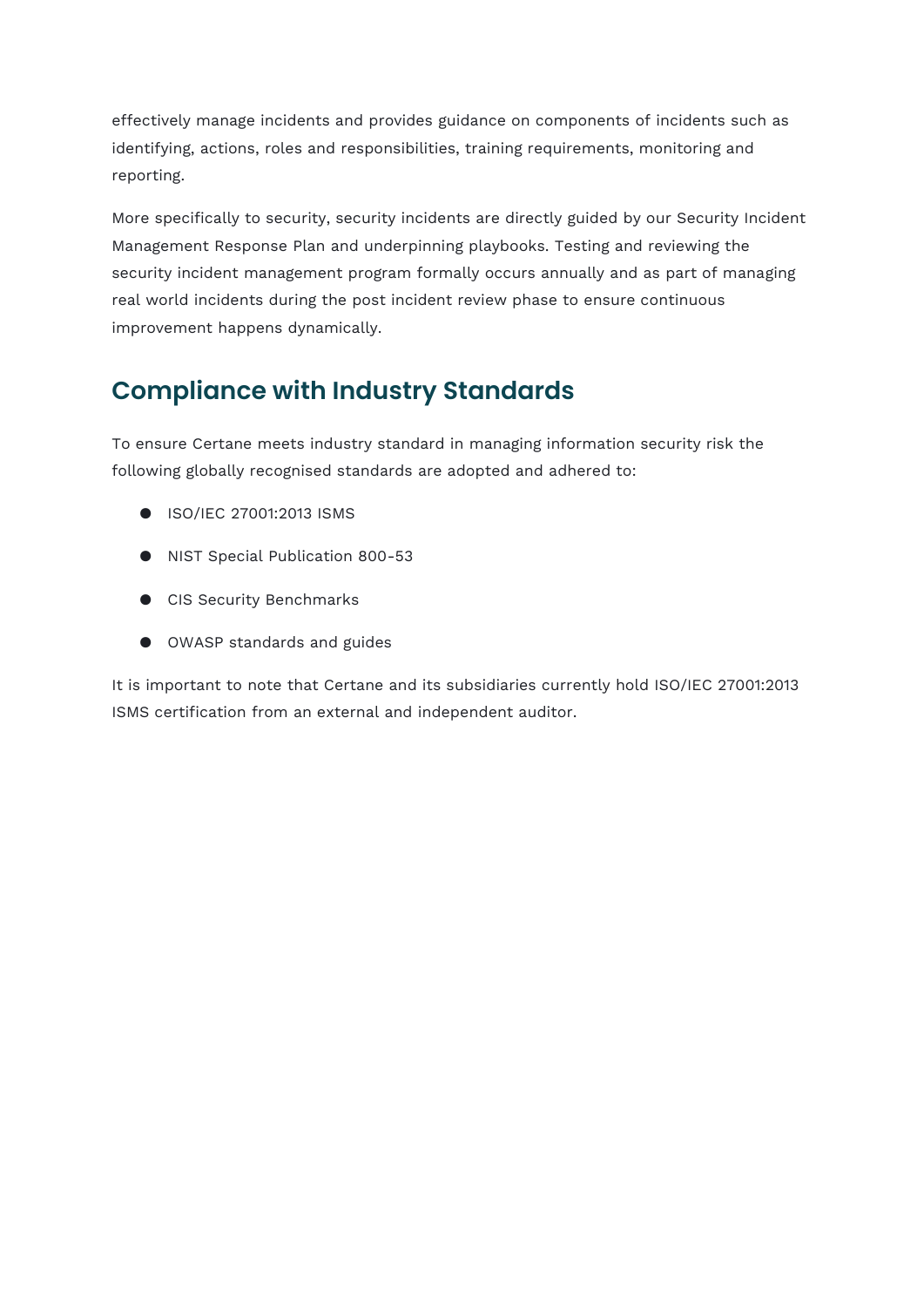effectively manage incidents and provides guidance on components of incidents such as identifying, actions, roles and responsibilities, training requirements, monitoring and reporting.

More specifically to security, security incidents are directly guided by our Security Incident Management Response Plan and underpinning playbooks. Testing and reviewing the security incident management program formally occurs annually and as part of managing real world incidents during the post incident review phase to ensure continuous improvement happens dynamically.

## Compliance with Industry Standards

To ensure Certane meets industry standard in managing information security risk the following globally recognised standards are adopted and adhered to:

- ISO/IEC 27001:2013 ISMS
- NIST Special Publication 800-53
- CIS Security Benchmarks
- OWASP standards and guides

It is important to note that Certane and its subsidiaries currently hold ISO/IEC 27001:2013 ISMS certification from an external and independent auditor.